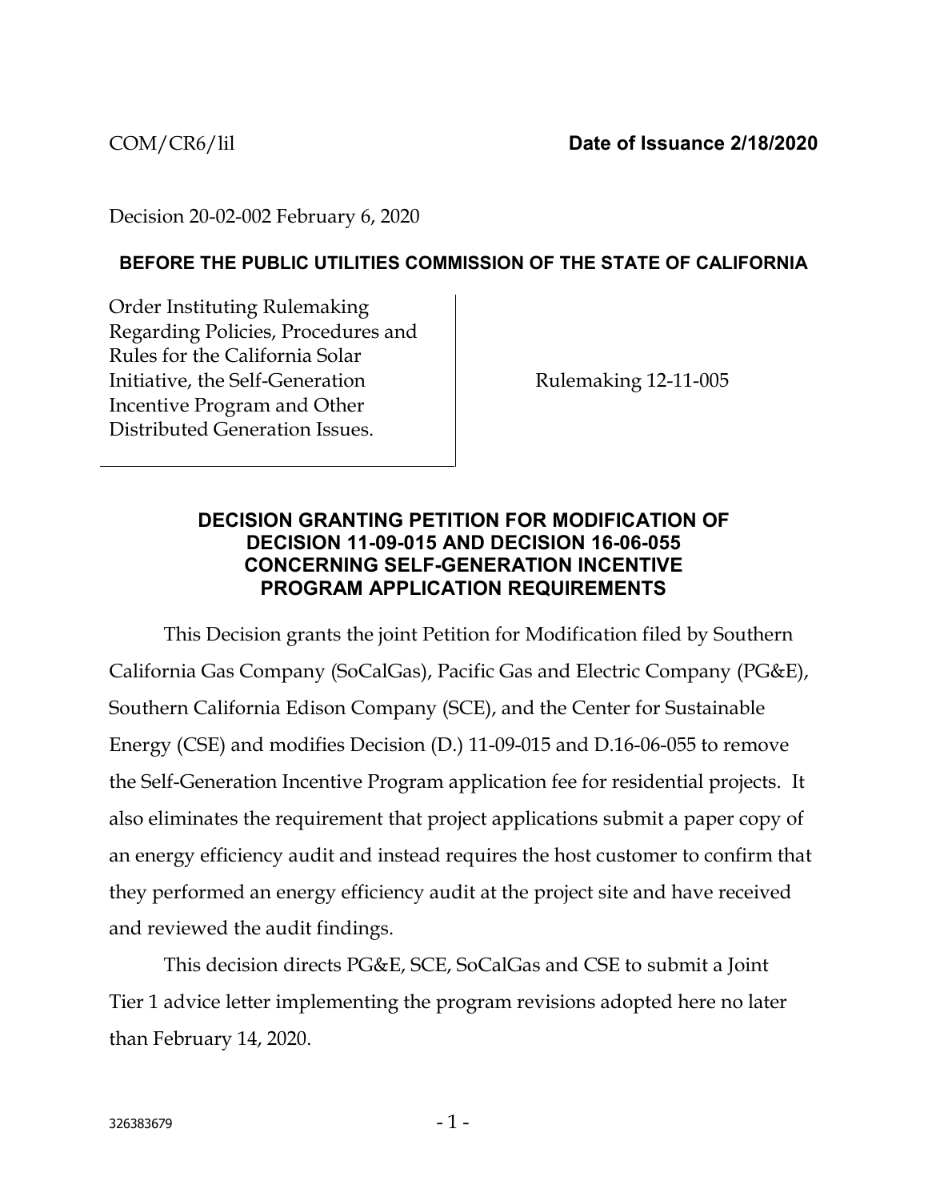COM/CR6/lil **Date of Issuance 2/18/2020**

Decision 20-02-002 February 6, 2020

**BEFORE THE PUBLIC UTILITIES COMMISSION OF THE STATE OF CALIFORNIA**

| Order Instituting Rulemaking Regarding Policies, Procedures and Rules for the California Solar Initiative, the Self-Generation Incentive Program and Other Distributed Generation Issues. | Rulemaking 12-11-005 |
| --- | --- |

## DECISION GRANTING PETITION FOR MODIFICATION OF DECISION 11-09-015 AND DECISION 16-06-055 CONCERNING SELF-GENERATION INCENTIVE PROGRAM APPLICATION REQUIREMENTS

This Decision grants the joint Petition for Modification filed by Southern California Gas Company (SoCalGas), Pacific Gas and Electric Company (PG&E), Southern California Edison Company (SCE), and the Center for Sustainable Energy (CSE) and modifies Decision (D.) 11-09-015 and D.16-06-055 to remove the Self-Generation Incentive Program application fee for residential projects. It also eliminates the requirement that project applications submit a paper copy of an energy efficiency audit and instead requires the host customer to confirm that they performed an energy efficiency audit at the project site and have received and reviewed the audit findings.

This decision directs PG&E, SCE, SoCalGas and CSE to submit a Joint Tier 1 advice letter implementing the program revisions adopted here no later than February 14, 2020.

326383679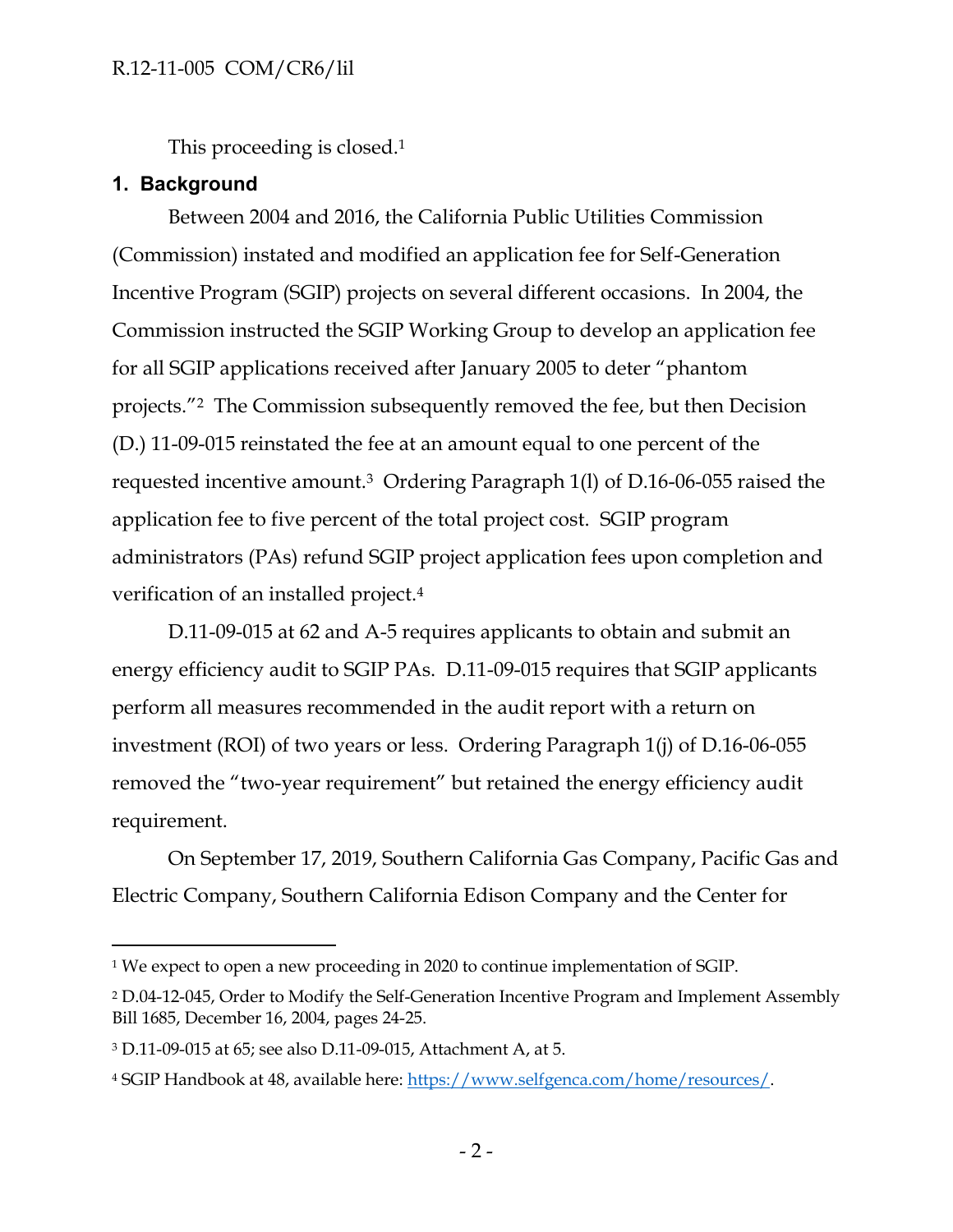This proceeding is closed.[1]

## 1. Background

Between 2004 and 2016, the California Public Utilities Commission (Commission) instated and modified an application fee for Self-Generation Incentive Program (SGIP) projects on several different occasions. In 2004, the Commission instructed the SGIP Working Group to develop an application fee for all SGIP applications received after January 2005 to deter "phantom projects."[2] The Commission subsequently removed the fee, but then Decision (D.) 11-09-015 reinstated the fee at an amount equal to one percent of the requested incentive amount.[3] Ordering Paragraph 1(l) of D.16-06-055 raised the application fee to five percent of the total project cost. SGIP program administrators (PAs) refund SGIP project application fees upon completion and verification of an installed project.[4]

D.11-09-015 at 62 and A-5 requires applicants to obtain and submit an energy efficiency audit to SGIP PAs. D.11-09-015 requires that SGIP applicants perform all measures recommended in the audit report with a return on investment (ROI) of two years or less. Ordering Paragraph 1(j) of D.16-06-055 removed the "two-year requirement" but retained the energy efficiency audit requirement.

On September 17, 2019, Southern California Gas Company, Pacific Gas and Electric Company, Southern California Edison Company and the Center for

---

[1] We expect to open a new proceeding in 2020 to continue implementation of SGIP.

[2] D.04-12-045, Order to Modify the Self-Generation Incentive Program and Implement Assembly Bill 1685, December 16, 2004, pages 24-25.

[3] D.11-09-015 at 65; see also D.11-09-015, Attachment A, at 5.

[4] SGIP Handbook at 48, available here: https://www.selfgenca.com/home/resources/.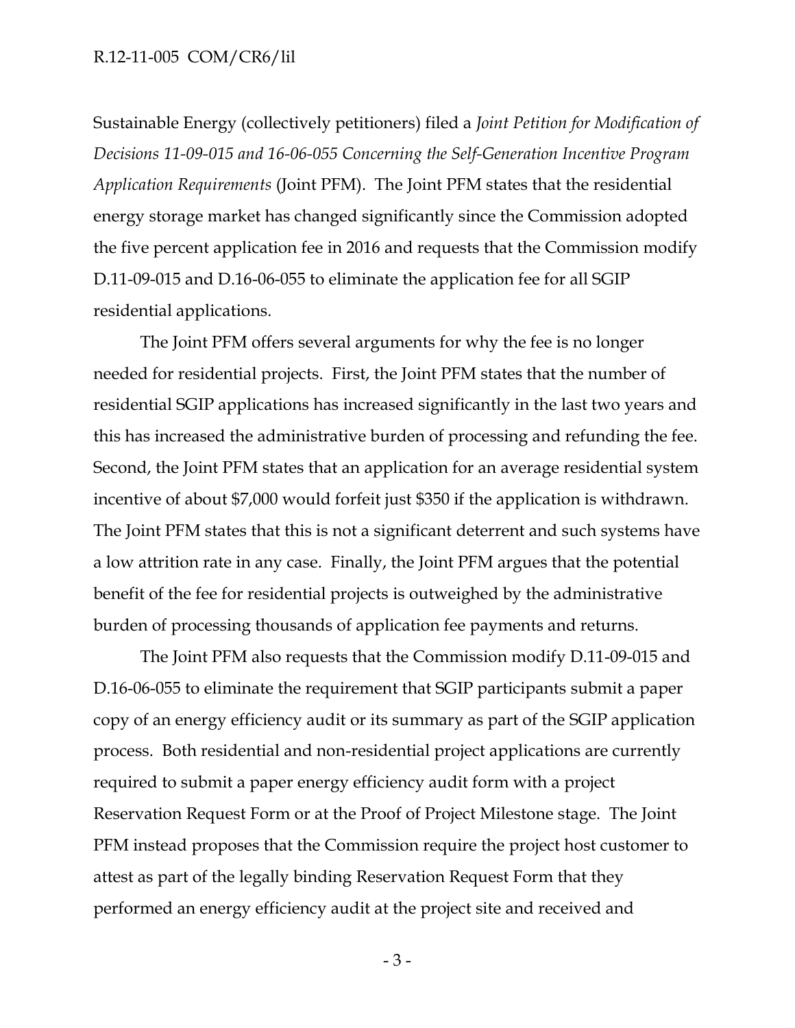Sustainable Energy (collectively petitioners) filed a *Joint Petition for Modification of Decisions 11-09-015 and 16-06-055 Concerning the Self-Generation Incentive Program Application Requirements* (Joint PFM). The Joint PFM states that the residential energy storage market has changed significantly since the Commission adopted the five percent application fee in 2016 and requests that the Commission modify D.11-09-015 and D.16-06-055 to eliminate the application fee for all SGIP residential applications.

The Joint PFM offers several arguments for why the fee is no longer needed for residential projects. First, the Joint PFM states that the number of residential SGIP applications has increased significantly in the last two years and this has increased the administrative burden of processing and refunding the fee. Second, the Joint PFM states that an application for an average residential system incentive of about $7,000 would forfeit just $350 if the application is withdrawn. The Joint PFM states that this is not a significant deterrent and such systems have a low attrition rate in any case. Finally, the Joint PFM argues that the potential benefit of the fee for residential projects is outweighed by the administrative burden of processing thousands of application fee payments and returns.

The Joint PFM also requests that the Commission modify D.11-09-015 and D.16-06-055 to eliminate the requirement that SGIP participants submit a paper copy of an energy efficiency audit or its summary as part of the SGIP application process. Both residential and non-residential project applications are currently required to submit a paper energy efficiency audit form with a project Reservation Request Form or at the Proof of Project Milestone stage. The Joint PFM instead proposes that the Commission require the project host customer to attest as part of the legally binding Reservation Request Form that they performed an energy efficiency audit at the project site and received and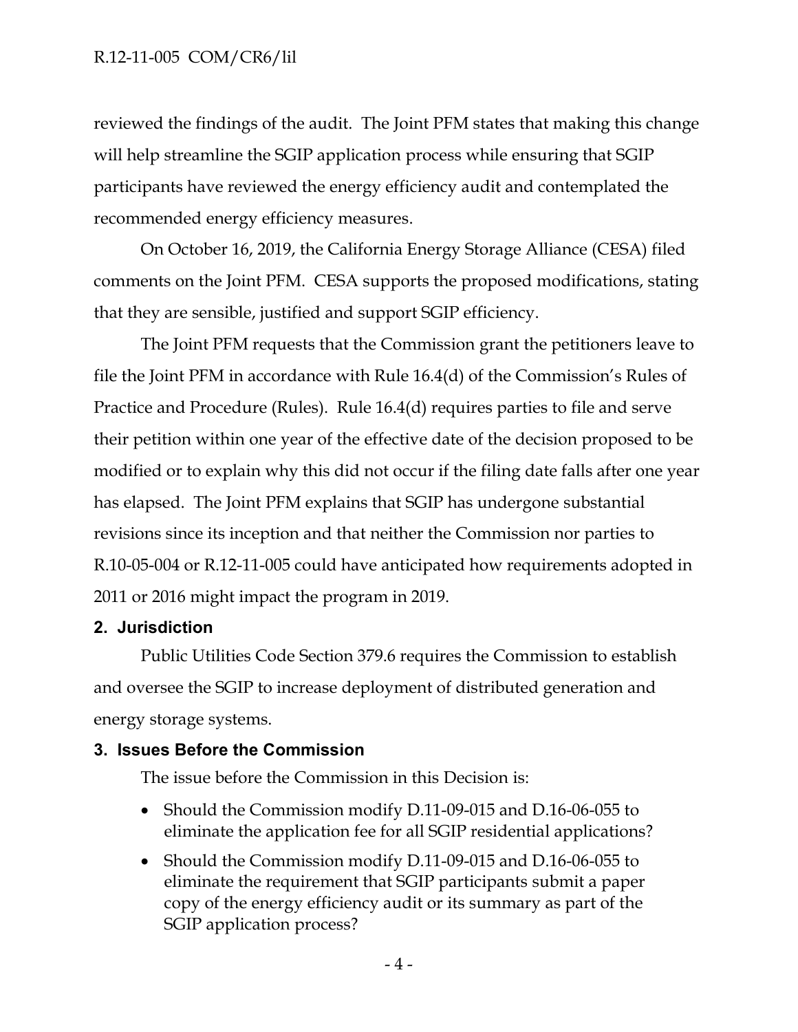reviewed the findings of the audit. The Joint PFM states that making this change will help streamline the SGIP application process while ensuring that SGIP participants have reviewed the energy efficiency audit and contemplated the recommended energy efficiency measures.

On October 16, 2019, the California Energy Storage Alliance (CESA) filed comments on the Joint PFM. CESA supports the proposed modifications, stating that they are sensible, justified and support SGIP efficiency.

The Joint PFM requests that the Commission grant the petitioners leave to file the Joint PFM in accordance with Rule 16.4(d) of the Commission's Rules of Practice and Procedure (Rules). Rule 16.4(d) requires parties to file and serve their petition within one year of the effective date of the decision proposed to be modified or to explain why this did not occur if the filing date falls after one year has elapsed. The Joint PFM explains that SGIP has undergone substantial revisions since its inception and that neither the Commission nor parties to R.10-05-004 or R.12-11-005 could have anticipated how requirements adopted in 2011 or 2016 might impact the program in 2019.

## 2. Jurisdiction

Public Utilities Code Section 379.6 requires the Commission to establish and oversee the SGIP to increase deployment of distributed generation and energy storage systems.

## 3. Issues Before the Commission

The issue before the Commission in this Decision is:

- Should the Commission modify D.11-09-015 and D.16-06-055 to eliminate the application fee for all SGIP residential applications?
- Should the Commission modify D.11-09-015 and D.16-06-055 to eliminate the requirement that SGIP participants submit a paper copy of the energy efficiency audit or its summary as part of the SGIP application process?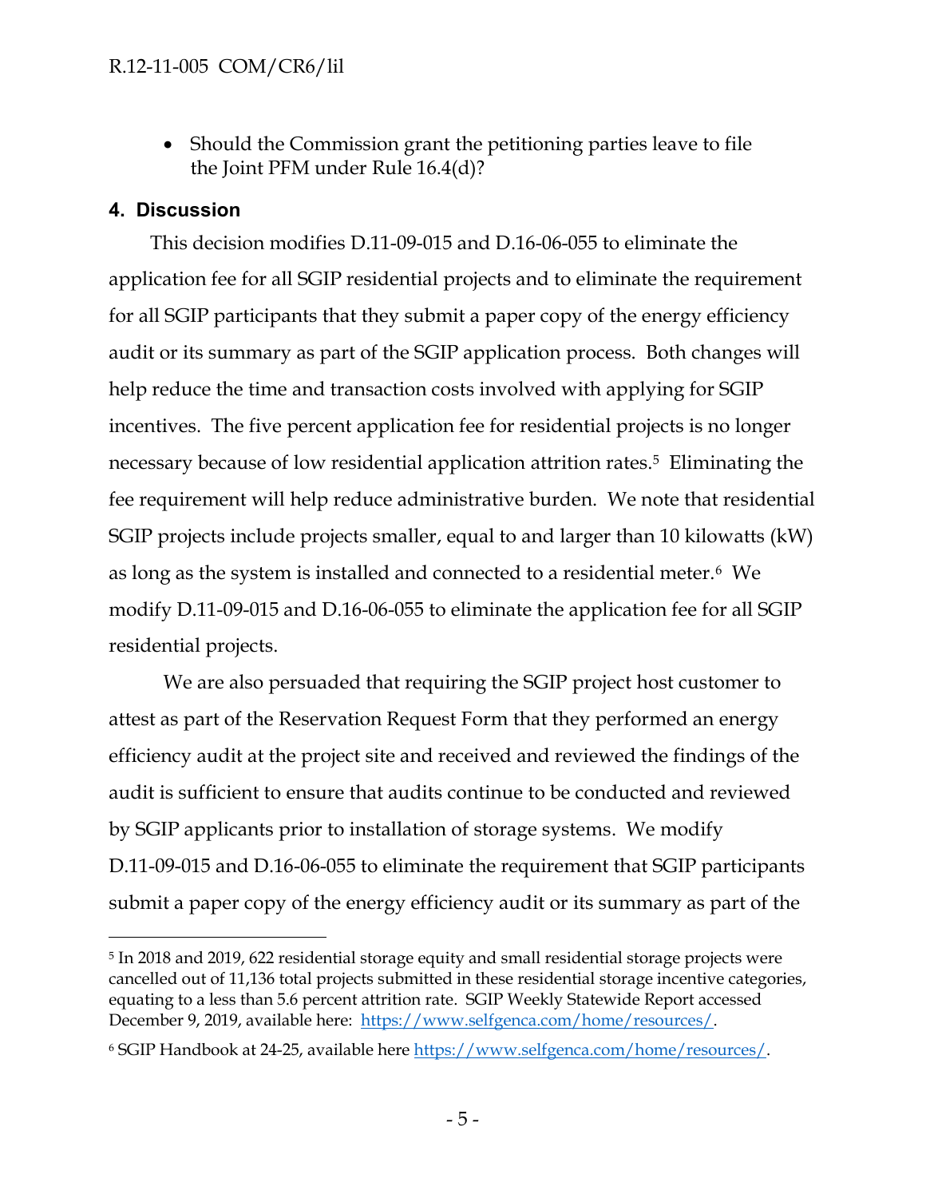- Should the Commission grant the petitioning parties leave to file the Joint PFM under Rule 16.4(d)?

## 4. Discussion

This decision modifies D.11-09-015 and D.16-06-055 to eliminate the application fee for all SGIP residential projects and to eliminate the requirement for all SGIP participants that they submit a paper copy of the energy efficiency audit or its summary as part of the SGIP application process. Both changes will help reduce the time and transaction costs involved with applying for SGIP incentives. The five percent application fee for residential projects is no longer necessary because of low residential application attrition rates.[5] Eliminating the fee requirement will help reduce administrative burden. We note that residential SGIP projects include projects smaller, equal to and larger than 10 kilowatts (kW) as long as the system is installed and connected to a residential meter.[6] We modify D.11-09-015 and D.16-06-055 to eliminate the application fee for all SGIP residential projects.

We are also persuaded that requiring the SGIP project host customer to attest as part of the Reservation Request Form that they performed an energy efficiency audit at the project site and received and reviewed the findings of the audit is sufficient to ensure that audits continue to be conducted and reviewed by SGIP applicants prior to installation of storage systems. We modify D.11-09-015 and D.16-06-055 to eliminate the requirement that SGIP participants submit a paper copy of the energy efficiency audit or its summary as part of the

---

[5] In 2018 and 2019, 622 residential storage equity and small residential storage projects were cancelled out of 11,136 total projects submitted in these residential storage incentive categories, equating to a less than 5.6 percent attrition rate. SGIP Weekly Statewide Report accessed December 9, 2019, available here: https://www.selfgenca.com/home/resources/.

[6] SGIP Handbook at 24-25, available here https://www.selfgenca.com/home/resources/.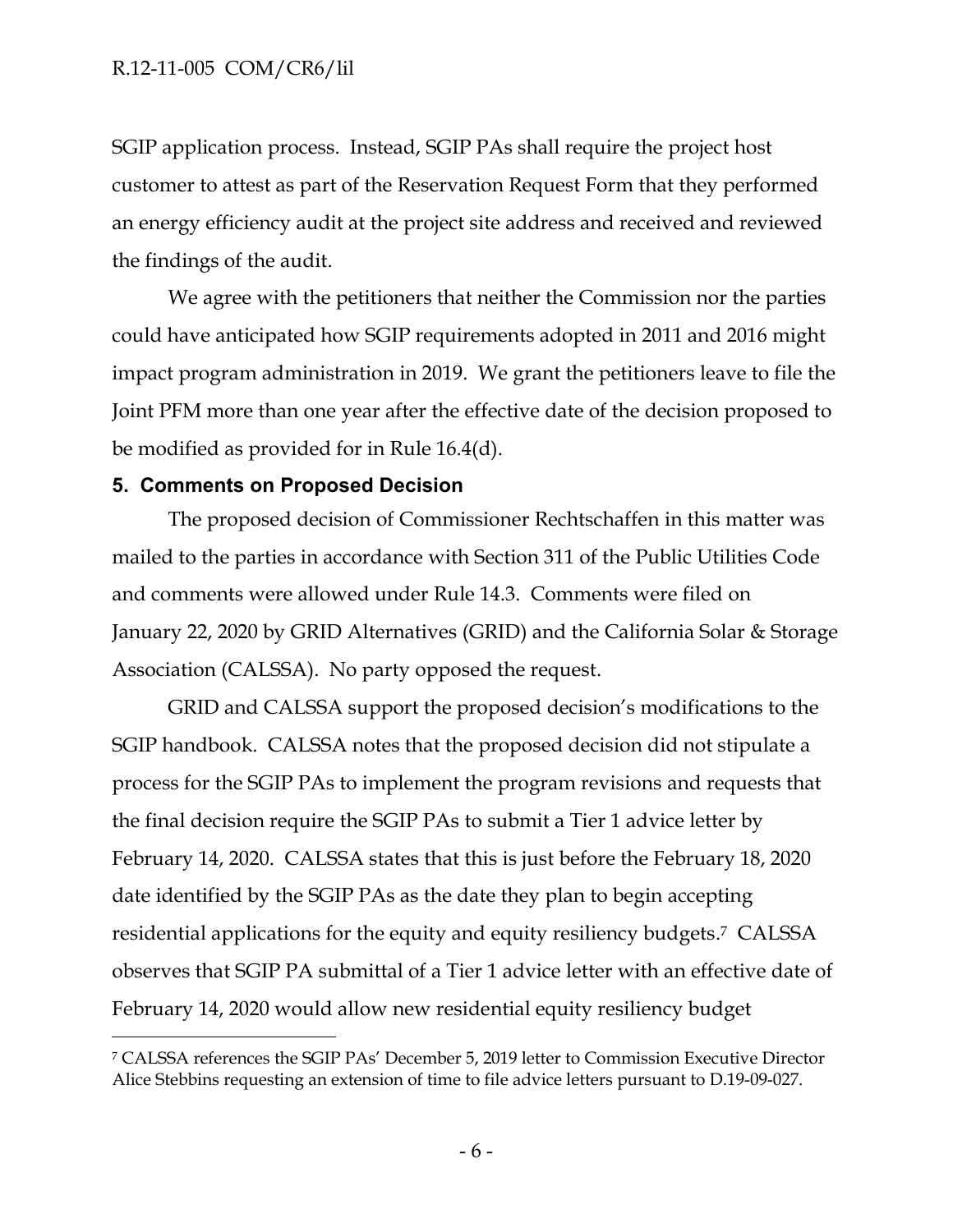SGIP application process. Instead, SGIP PAs shall require the project host customer to attest as part of the Reservation Request Form that they performed an energy efficiency audit at the project site address and received and reviewed the findings of the audit.

We agree with the petitioners that neither the Commission nor the parties could have anticipated how SGIP requirements adopted in 2011 and 2016 might impact program administration in 2019. We grant the petitioners leave to file the Joint PFM more than one year after the effective date of the decision proposed to be modified as provided for in Rule 16.4(d).

## 5. Comments on Proposed Decision

The proposed decision of Commissioner Rechtschaffen in this matter was mailed to the parties in accordance with Section 311 of the Public Utilities Code and comments were allowed under Rule 14.3. Comments were filed on January 22, 2020 by GRID Alternatives (GRID) and the California Solar & Storage Association (CALSSA). No party opposed the request.

GRID and CALSSA support the proposed decision's modifications to the SGIP handbook. CALSSA notes that the proposed decision did not stipulate a process for the SGIP PAs to implement the program revisions and requests that the final decision require the SGIP PAs to submit a Tier 1 advice letter by February 14, 2020. CALSSA states that this is just before the February 18, 2020 date identified by the SGIP PAs as the date they plan to begin accepting residential applications for the equity and equity resiliency budgets.[7] CALSSA observes that SGIP PA submittal of a Tier 1 advice letter with an effective date of February 14, 2020 would allow new residential equity resiliency budget

---

[7] CALSSA references the SGIP PAs' December 5, 2019 letter to Commission Executive Director Alice Stebbins requesting an extension of time to file advice letters pursuant to D.19-09-027.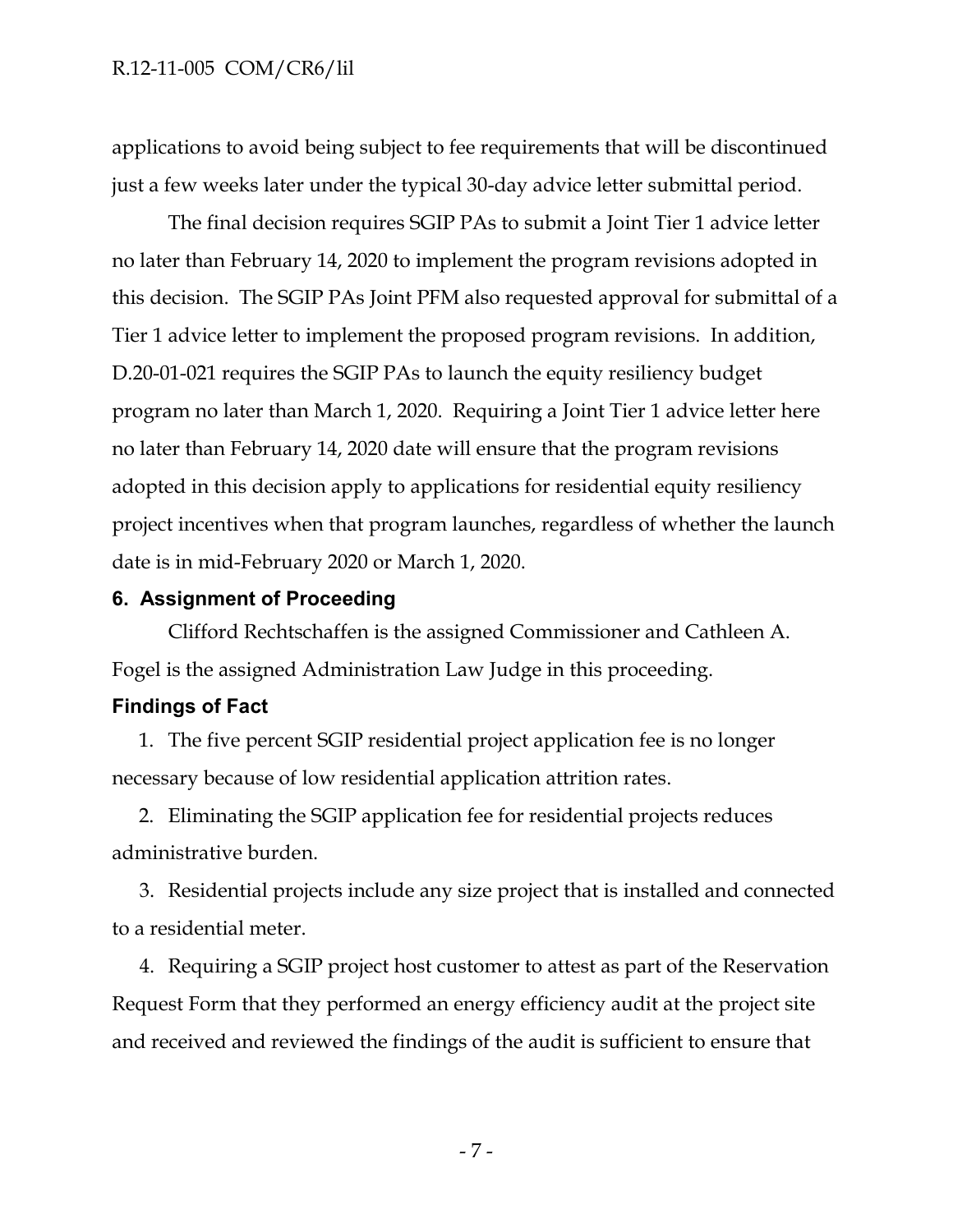applications to avoid being subject to fee requirements that will be discontinued just a few weeks later under the typical 30-day advice letter submittal period.

The final decision requires SGIP PAs to submit a Joint Tier 1 advice letter no later than February 14, 2020 to implement the program revisions adopted in this decision. The SGIP PAs Joint PFM also requested approval for submittal of a Tier 1 advice letter to implement the proposed program revisions. In addition, D.20-01-021 requires the SGIP PAs to launch the equity resiliency budget program no later than March 1, 2020. Requiring a Joint Tier 1 advice letter here no later than February 14, 2020 date will ensure that the program revisions adopted in this decision apply to applications for residential equity resiliency project incentives when that program launches, regardless of whether the launch date is in mid-February 2020 or March 1, 2020.

## 6. Assignment of Proceeding

Clifford Rechtschaffen is the assigned Commissioner and Cathleen A. Fogel is the assigned Administration Law Judge in this proceeding.

## Findings of Fact

1. The five percent SGIP residential project application fee is no longer necessary because of low residential application attrition rates.

2. Eliminating the SGIP application fee for residential projects reduces administrative burden.

3. Residential projects include any size project that is installed and connected to a residential meter.

4. Requiring a SGIP project host customer to attest as part of the Reservation Request Form that they performed an energy efficiency audit at the project site and received and reviewed the findings of the audit is sufficient to ensure that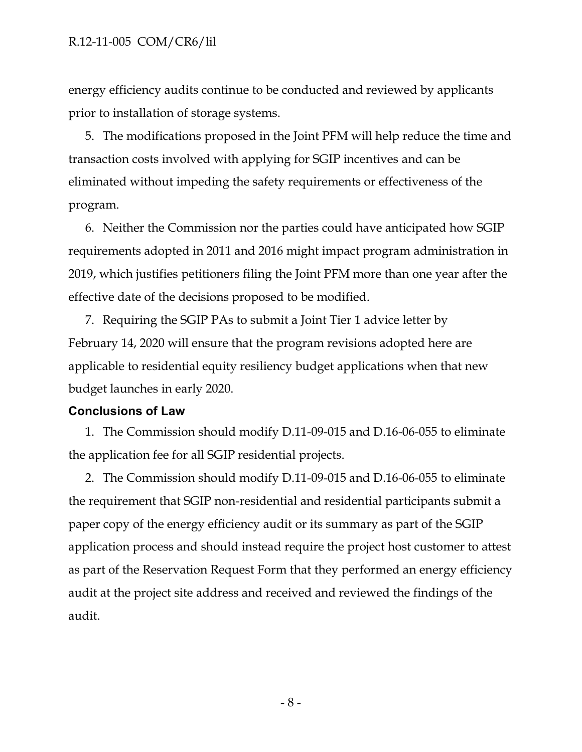energy efficiency audits continue to be conducted and reviewed by applicants prior to installation of storage systems.

5. The modifications proposed in the Joint PFM will help reduce the time and transaction costs involved with applying for SGIP incentives and can be eliminated without impeding the safety requirements or effectiveness of the program.

6. Neither the Commission nor the parties could have anticipated how SGIP requirements adopted in 2011 and 2016 might impact program administration in 2019, which justifies petitioners filing the Joint PFM more than one year after the effective date of the decisions proposed to be modified.

7. Requiring the SGIP PAs to submit a Joint Tier 1 advice letter by February 14, 2020 will ensure that the program revisions adopted here are applicable to residential equity resiliency budget applications when that new budget launches in early 2020.

### Conclusions of Law

1. The Commission should modify D.11-09-015 and D.16-06-055 to eliminate the application fee for all SGIP residential projects.

2. The Commission should modify D.11-09-015 and D.16-06-055 to eliminate the requirement that SGIP non-residential and residential participants submit a paper copy of the energy efficiency audit or its summary as part of the SGIP application process and should instead require the project host customer to attest as part of the Reservation Request Form that they performed an energy efficiency audit at the project site address and received and reviewed the findings of the audit.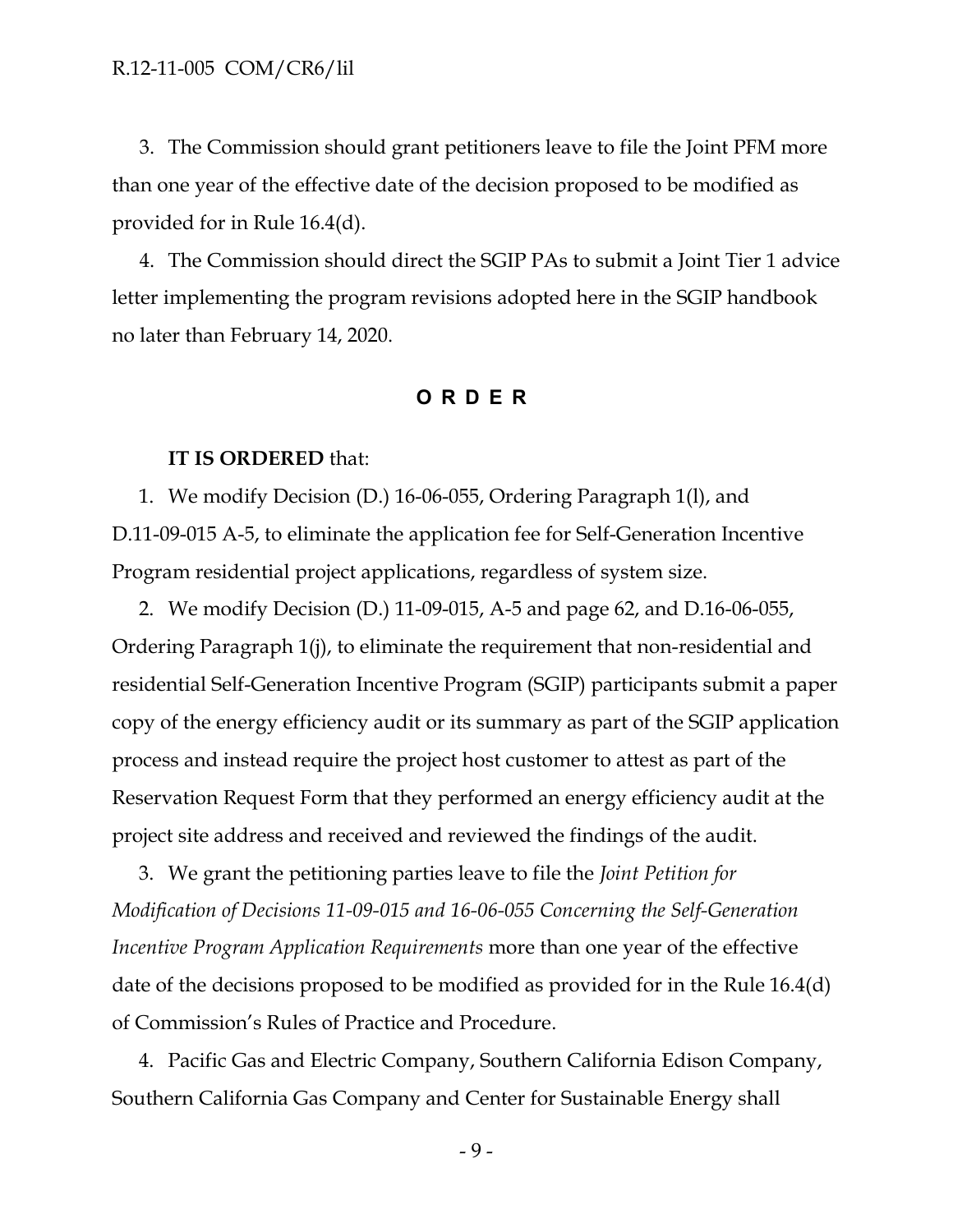3. The Commission should grant petitioners leave to file the Joint PFM more than one year of the effective date of the decision proposed to be modified as provided for in Rule 16.4(d).

4. The Commission should direct the SGIP PAs to submit a Joint Tier 1 advice letter implementing the program revisions adopted here in the SGIP handbook no later than February 14, 2020.

## O R D E R

**IT IS ORDERED** that:

1. We modify Decision (D.) 16-06-055, Ordering Paragraph 1(l), and D.11-09-015 A-5, to eliminate the application fee for Self-Generation Incentive Program residential project applications, regardless of system size.

2. We modify Decision (D.) 11-09-015, A-5 and page 62, and D.16-06-055, Ordering Paragraph 1(j), to eliminate the requirement that non-residential and residential Self-Generation Incentive Program (SGIP) participants submit a paper copy of the energy efficiency audit or its summary as part of the SGIP application process and instead require the project host customer to attest as part of the Reservation Request Form that they performed an energy efficiency audit at the project site address and received and reviewed the findings of the audit.

3. We grant the petitioning parties leave to file the *Joint Petition for Modification of Decisions 11-09-015 and 16-06-055 Concerning the Self-Generation Incentive Program Application Requirements* more than one year of the effective date of the decisions proposed to be modified as provided for in the Rule 16.4(d) of Commission's Rules of Practice and Procedure.

4. Pacific Gas and Electric Company, Southern California Edison Company, Southern California Gas Company and Center for Sustainable Energy shall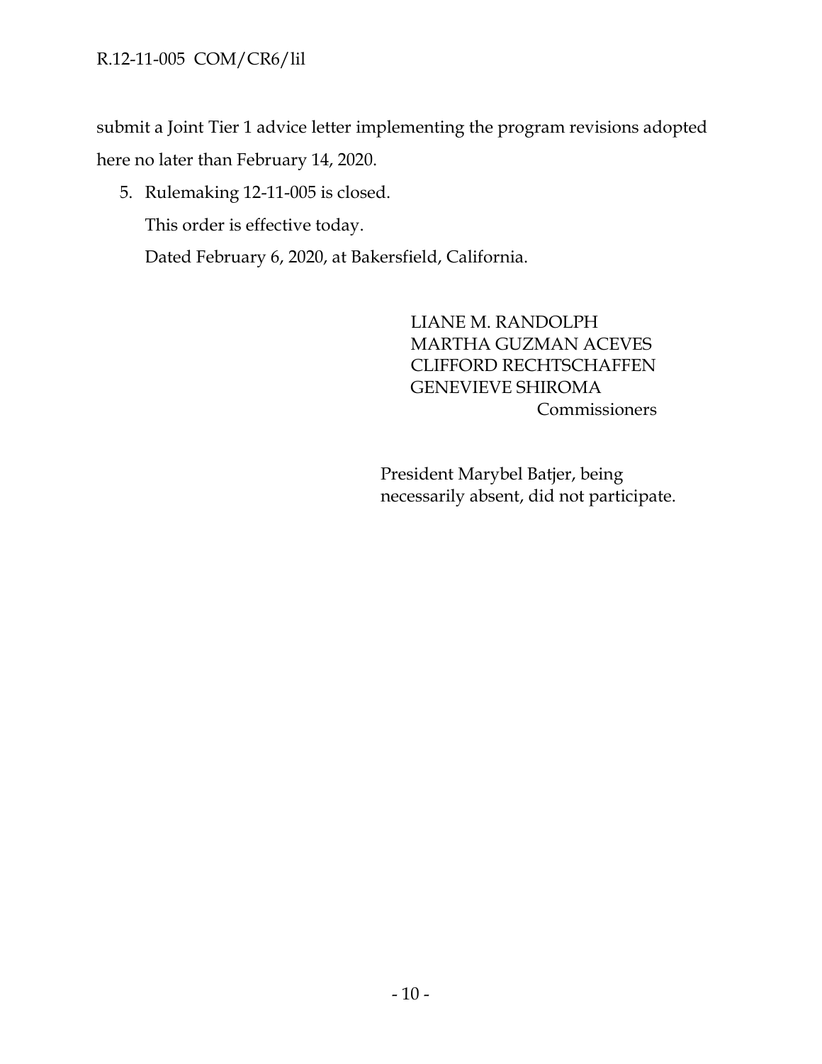submit a Joint Tier 1 advice letter implementing the program revisions adopted here no later than February 14, 2020.

5. Rulemaking 12-11-005 is closed.

This order is effective today.

Dated February 6, 2020, at Bakersfield, California.

LIANE M. RANDOLPH
MARTHA GUZMAN ACEVES
CLIFFORD RECHTSCHAFFEN
GENEVIEVE SHIROMA
Commissioners

President Marybel Batjer, being necessarily absent, did not participate.